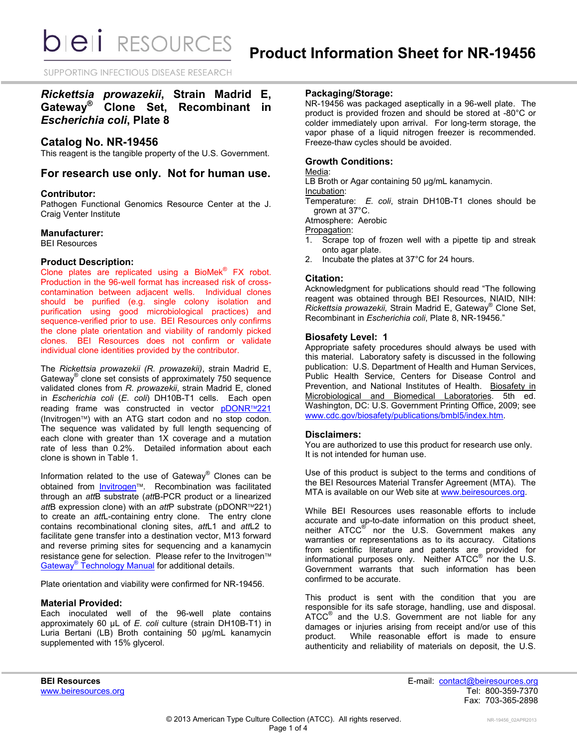# Product Information Sheet for NR-19456

## *Rickettsia prowazekii*, Strain Madrid E, Gateway® Clone Set, Recombinant in *Escherichia coli*, Plate 8

## Catalog No. NR-19456

This reagent is the tangible property of the U.S. Government.

## For research use only. Not for human use.

### Contributor:

Pathogen Functional Genomics Resource Center at the J. Craig Venter Institute

### Manufacturer:

BEI Resources

### Product Description:

Clone plates are replicated using a BioMek® FX robot. Production in the 96-well format has increased risk of cross-contamination between adjacent wells. Individual clones should be purified (e.g. single colony isolation and purification using good microbiological practices) and sequence-verified prior to use. BEI Resources only confirms the clone plate orientation and viability of randomly picked clones. BEI Resources does not confirm or validate individual clone identities provided by the contributor.

The *Rickettsia prowazekii (R. prowazekii)*, strain Madrid E, Gateway® clone set consists of approximately 750 sequence validated clones from *R. prowazekii*, strain Madrid E, cloned in *Escherichia coli* (*E. coli*) DH10B-T1 cells. Each open reading frame was constructed in vector pDONR™221 (Invitrogen™) with an ATG start codon and no stop codon. The sequence was validated by full length sequencing of each clone with greater than 1X coverage and a mutation rate of less than 0.2%. Detailed information about each clone is shown in Table 1.

Information related to the use of Gateway® Clones can be obtained from Invitrogen™. Recombination was facilitated through an *att*B substrate (*att*B-PCR product or a linearized *att*B expression clone) with an *att*P substrate (pDONR™221) to create an *att*L-containing entry clone. The entry clone contains recombinational cloning sites, *att*L1 and *att*L2 to facilitate gene transfer into a destination vector, M13 forward and reverse priming sites for sequencing and a kanamycin resistance gene for selection. Please refer to the Invitrogen™ Gateway® Technology Manual for additional details.

Plate orientation and viability were confirmed for NR-19456.

### Material Provided:

Each inoculated well of the 96-well plate contains approximately 60 µL of *E. coli* culture (strain DH10B-T1) in Luria Bertani (LB) Broth containing 50 µg/mL kanamycin supplemented with 15% glycerol.

### Packaging/Storage:

NR-19456 was packaged aseptically in a 96-well plate. The product is provided frozen and should be stored at -80°C or colder immediately upon arrival. For long-term storage, the vapor phase of a liquid nitrogen freezer is recommended. Freeze-thaw cycles should be avoided.

### Growth Conditions:

Media:
LB Broth or Agar containing 50 µg/mL kanamycin.

Incubation:
Temperature: *E. coli*, strain DH10B-T1 clones should be grown at 37°C.
Atmosphere: Aerobic

Propagation:

1. Scrape top of frozen well with a pipette tip and streak onto agar plate.
2. Incubate the plates at 37°C for 24 hours.

### Citation:

Acknowledgment for publications should read "The following reagent was obtained through BEI Resources, NIAID, NIH: *Rickettsia prowazekii,* Strain Madrid E, Gateway® Clone Set, Recombinant in *Escherichia coli*, Plate 8, NR-19456."

### Biosafety Level: 1

Appropriate safety procedures should always be used with this material. Laboratory safety is discussed in the following publication: U.S. Department of Health and Human Services, Public Health Service, Centers for Disease Control and Prevention, and National Institutes of Health. Biosafety in Microbiological and Biomedical Laboratories. 5th ed. Washington, DC: U.S. Government Printing Office, 2009; see www.cdc.gov/biosafety/publications/bmbl5/index.htm.

### Disclaimers:

You are authorized to use this product for research use only. It is not intended for human use.

Use of this product is subject to the terms and conditions of the BEI Resources Material Transfer Agreement (MTA). The MTA is available on our Web site at www.beiresources.org.

While BEI Resources uses reasonable efforts to include accurate and up-to-date information on this product sheet, neither ATCC® nor the U.S. Government makes any warranties or representations as to its accuracy. Citations from scientific literature and patents are provided for informational purposes only. Neither ATCC® nor the U.S. Government warrants that such information has been confirmed to be accurate.

This product is sent with the condition that you are responsible for its safe storage, handling, use and disposal. ATCC® and the U.S. Government are not liable for any damages or injuries arising from receipt and/or use of this product. While reasonable effort is made to ensure authenticity and reliability of materials on deposit, the U.S.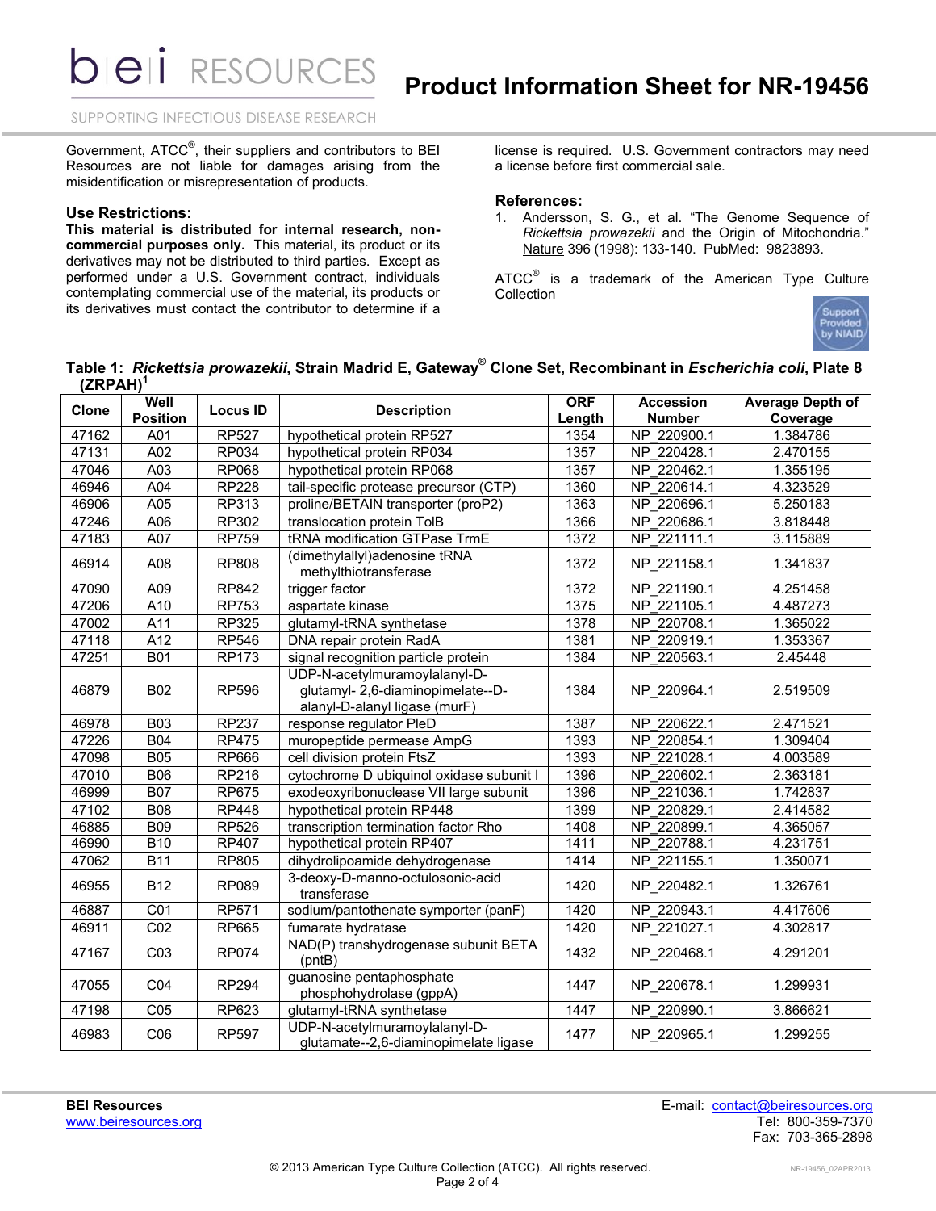Government, ATCC®, their suppliers and contributors to BEI Resources are not liable for damages arising from the misidentification or misrepresentation of products.

### Use Restrictions:

**This material is distributed for internal research, non-commercial purposes only.** This material, its product or its derivatives may not be distributed to third parties. Except as performed under a U.S. Government contract, individuals contemplating commercial use of the material, its products or its derivatives must contact the contributor to determine if a license is required. U.S. Government contractors may need a license before first commercial sale.

### References:

1. Andersson, S. G., et al. "The Genome Sequence of *Rickettsia prowazekii* and the Origin of Mitochondria." Nature 396 (1998): 133-140. PubMed: 9823893.

ATCC® is a trademark of the American Type Culture Collection

**Table 1: *Rickettsia prowazekii*, Strain Madrid E, Gateway® Clone Set, Recombinant in *Escherichia coli*, Plate 8 (ZRPAH)[1]**

| Clone | Well Position | Locus ID | Description | ORF Length | Accession Number | Average Depth of Coverage |
|---|---|---|---|---|---|---|
| 47162 | A01 | RP527 | hypothetical protein RP527 | 1354 | NP_220900.1 | 1.384786 |
| 47131 | A02 | RP034 | hypothetical protein RP034 | 1357 | NP_220428.1 | 2.470155 |
| 47046 | A03 | RP068 | hypothetical protein RP068 | 1357 | NP_220462.1 | 1.355195 |
| 46946 | A04 | RP228 | tail-specific protease precursor (CTP) | 1360 | NP_220614.1 | 4.323529 |
| 46906 | A05 | RP313 | proline/BETAIN transporter (proP2) | 1363 | NP_220696.1 | 5.250183 |
| 47246 | A06 | RP302 | translocation protein TolB | 1366 | NP_220686.1 | 3.818448 |
| 47183 | A07 | RP759 | tRNA modification GTPase TrmE | 1372 | NP_221111.1 | 3.115889 |
| 46914 | A08 | RP808 | (dimethylallyl)adenosine tRNA methylthiotransferase | 1372 | NP_221158.1 | 1.341837 |
| 47090 | A09 | RP842 | trigger factor | 1372 | NP_221190.1 | 4.251458 |
| 47206 | A10 | RP753 | aspartate kinase | 1375 | NP_221105.1 | 4.487273 |
| 47002 | A11 | RP325 | glutamyl-tRNA synthetase | 1378 | NP_220708.1 | 1.365022 |
| 47118 | A12 | RP546 | DNA repair protein RadA | 1381 | NP_220919.1 | 1.353367 |
| 47251 | B01 | RP173 | signal recognition particle protein | 1384 | NP_220563.1 | 2.45448 |
| 46879 | B02 | RP596 | UDP-N-acetylmuramoylalanyl-D-glutamyl- 2,6-diaminopimelate--D-alanyl-D-alanyl ligase (murF) | 1384 | NP_220964.1 | 2.519509 |
| 46978 | B03 | RP237 | response regulator PleD | 1387 | NP_220622.1 | 2.471521 |
| 47226 | B04 | RP475 | muropeptide permease AmpG | 1393 | NP_220854.1 | 1.309404 |
| 47098 | B05 | RP666 | cell division protein FtsZ | 1393 | NP_221028.1 | 4.003589 |
| 47010 | B06 | RP216 | cytochrome D ubiquinol oxidase subunit I | 1396 | NP_220602.1 | 2.363181 |
| 46999 | B07 | RP675 | exodeoxyribonuclease VII large subunit | 1396 | NP_221036.1 | 1.742837 |
| 47102 | B08 | RP448 | hypothetical protein RP448 | 1399 | NP_220829.1 | 2.414582 |
| 46885 | B09 | RP526 | transcription termination factor Rho | 1408 | NP_220899.1 | 4.365057 |
| 46990 | B10 | RP407 | hypothetical protein RP407 | 1411 | NP_220788.1 | 4.231751 |
| 47062 | B11 | RP805 | dihydrolipoamide dehydrogenase | 1414 | NP_221155.1 | 1.350071 |
| 46955 | B12 | RP089 | 3-deoxy-D-manno-octulosonic-acid transferase | 1420 | NP_220482.1 | 1.326761 |
| 46887 | C01 | RP571 | sodium/pantothenate symporter (panF) | 1420 | NP_220943.1 | 4.417606 |
| 46911 | C02 | RP665 | fumarate hydratase | 1420 | NP_221027.1 | 4.302817 |
| 47167 | C03 | RP074 | NAD(P) transhydrogenase subunit BETA (pntB) | 1432 | NP_220468.1 | 4.291201 |
| 47055 | C04 | RP294 | guanosine pentaphosphate phosphohydrolase (gppA) | 1447 | NP_220678.1 | 1.299931 |
| 47198 | C05 | RP623 | glutamyl-tRNA synthetase | 1447 | NP_220990.1 | 3.866621 |
| 46983 | C06 | RP597 | UDP-N-acetylmuramoylalanyl-D-glutamate--2,6-diaminopimelate ligase | 1477 | NP_220965.1 | 1.299255 |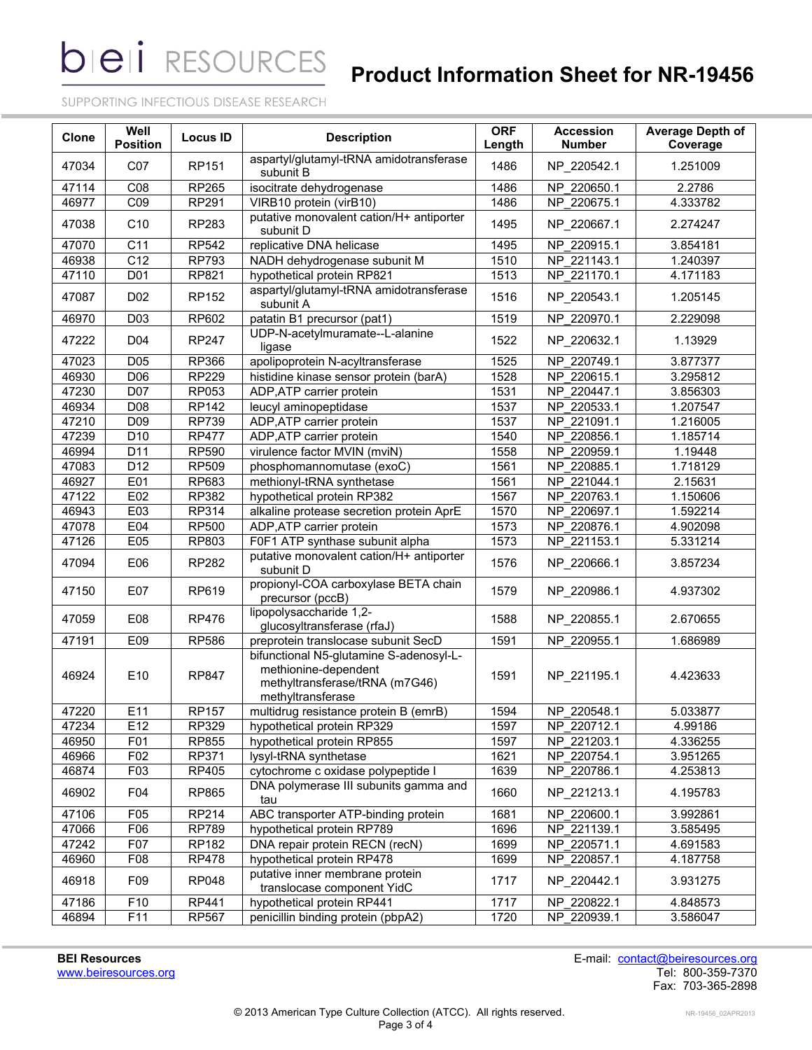| Clone | Well Position | Locus ID | Description | ORF Length | Accession Number | Average Depth of Coverage |
|---|---|---|---|---|---|---|
| 47034 | C07 | RP151 | aspartyl/glutamyl-tRNA amidotransferase subunit B | 1486 | NP_220542.1 | 1.251009 |
| 47114 | C08 | RP265 | isocitrate dehydrogenase | 1486 | NP_220650.1 | 2.2786 |
| 46977 | C09 | RP291 | VIRB10 protein (virB10) | 1486 | NP_220675.1 | 4.333782 |
| 47038 | C10 | RP283 | putative monovalent cation/H+ antiporter subunit D | 1495 | NP_220667.1 | 2.274247 |
| 47070 | C11 | RP542 | replicative DNA helicase | 1495 | NP_220915.1 | 3.854181 |
| 46938 | C12 | RP793 | NADH dehydrogenase subunit M | 1510 | NP_221143.1 | 1.240397 |
| 47110 | D01 | RP821 | hypothetical protein RP821 | 1513 | NP_221170.1 | 4.171183 |
| 47087 | D02 | RP152 | aspartyl/glutamyl-tRNA amidotransferase subunit A | 1516 | NP_220543.1 | 1.205145 |
| 46970 | D03 | RP602 | patatin B1 precursor (pat1) | 1519 | NP_220970.1 | 2.229098 |
| 47222 | D04 | RP247 | UDP-N-acetylmuramate--L-alanine ligase | 1522 | NP_220632.1 | 1.13929 |
| 47023 | D05 | RP366 | apolipoprotein N-acyltransferase | 1525 | NP_220749.1 | 3.877377 |
| 46930 | D06 | RP229 | histidine kinase sensor protein (barA) | 1528 | NP_220615.1 | 3.295812 |
| 47230 | D07 | RP053 | ADP,ATP carrier protein | 1531 | NP_220447.1 | 3.856303 |
| 46934 | D08 | RP142 | leucyl aminopeptidase | 1537 | NP_220533.1 | 1.207547 |
| 47210 | D09 | RP739 | ADP,ATP carrier protein | 1537 | NP_221091.1 | 1.216005 |
| 47239 | D10 | RP477 | ADP,ATP carrier protein | 1540 | NP_220856.1 | 1.185714 |
| 46994 | D11 | RP590 | virulence factor MVIN (mviN) | 1558 | NP_220959.1 | 1.19448 |
| 47083 | D12 | RP509 | phosphomannomutase (exoC) | 1561 | NP_220885.1 | 1.718129 |
| 46927 | E01 | RP683 | methionyl-tRNA synthetase | 1561 | NP_221044.1 | 2.15631 |
| 47122 | E02 | RP382 | hypothetical protein RP382 | 1567 | NP_220763.1 | 1.150606 |
| 46943 | E03 | RP314 | alkaline protease secretion protein AprE | 1570 | NP_220697.1 | 1.592214 |
| 47078 | E04 | RP500 | ADP,ATP carrier protein | 1573 | NP_220876.1 | 4.902098 |
| 47126 | E05 | RP803 | F0F1 ATP synthase subunit alpha | 1573 | NP_221153.1 | 5.331214 |
| 47094 | E06 | RP282 | putative monovalent cation/H+ antiporter subunit D | 1576 | NP_220666.1 | 3.857234 |
| 47150 | E07 | RP619 | propionyl-COA carboxylase BETA chain precursor (pccB) | 1579 | NP_220986.1 | 4.937302 |
| 47059 | E08 | RP476 | lipopolysaccharide 1,2-glucosyltransferase (rfaJ) | 1588 | NP_220855.1 | 2.670655 |
| 47191 | E09 | RP586 | preprotein translocase subunit SecD | 1591 | NP_220955.1 | 1.686989 |
| 46924 | E10 | RP847 | bifunctional N5-glutamine S-adenosyl-L-methionine-dependent methyltransferase/tRNA (m7G46) methyltransferase | 1591 | NP_221195.1 | 4.423633 |
| 47220 | E11 | RP157 | multidrug resistance protein B (emrB) | 1594 | NP_220548.1 | 5.033877 |
| 47234 | E12 | RP329 | hypothetical protein RP329 | 1597 | NP_220712.1 | 4.99186 |
| 46950 | F01 | RP855 | hypothetical protein RP855 | 1597 | NP_221203.1 | 4.336255 |
| 46966 | F02 | RP371 | lysyl-tRNA synthetase | 1621 | NP_220754.1 | 3.951265 |
| 46874 | F03 | RP405 | cytochrome c oxidase polypeptide I | 1639 | NP_220786.1 | 4.253813 |
| 46902 | F04 | RP865 | DNA polymerase III subunits gamma and tau | 1660 | NP_221213.1 | 4.195783 |
| 47106 | F05 | RP214 | ABC transporter ATP-binding protein | 1681 | NP_220600.1 | 3.992861 |
| 47066 | F06 | RP789 | hypothetical protein RP789 | 1696 | NP_221139.1 | 3.585495 |
| 47242 | F07 | RP182 | DNA repair protein RECN (recN) | 1699 | NP_220571.1 | 4.691583 |
| 46960 | F08 | RP478 | hypothetical protein RP478 | 1699 | NP_220857.1 | 4.187758 |
| 46918 | F09 | RP048 | putative inner membrane protein translocase component YidC | 1717 | NP_220442.1 | 3.931275 |
| 47186 | F10 | RP441 | hypothetical protein RP441 | 1717 | NP_220822.1 | 4.848573 |
| 46894 | F11 | RP567 | penicillin binding protein (pbpA2) | 1720 | NP_220939.1 | 3.586047 |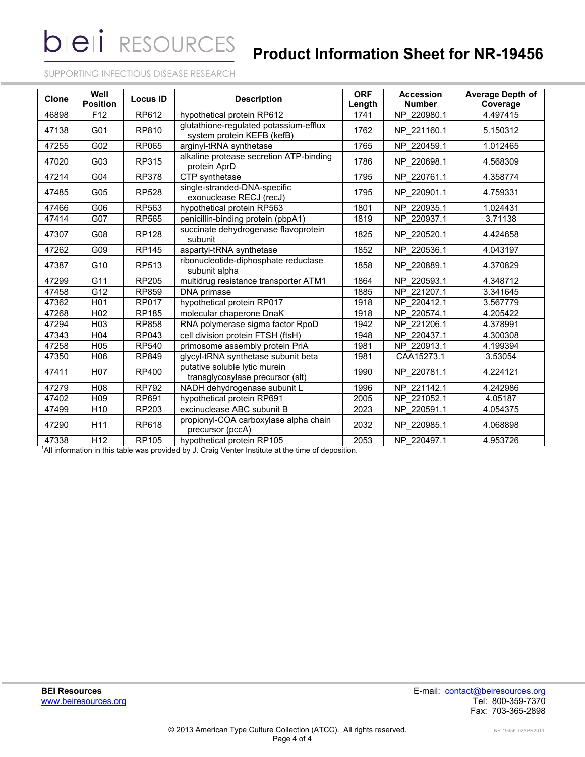| Clone | Well Position | Locus ID | Description | ORF Length | Accession Number | Average Depth of Coverage |
|---|---|---|---|---|---|---|
| 46898 | F12 | RP612 | hypothetical protein RP612 | 1741 | NP_220980.1 | 4.497415 |
| 47138 | G01 | RP810 | glutathione-regulated potassium-efflux system protein KEFB (kefB) | 1762 | NP_221160.1 | 5.150312 |
| 47255 | G02 | RP065 | arginyl-tRNA synthetase | 1765 | NP_220459.1 | 1.012465 |
| 47020 | G03 | RP315 | alkaline protease secretion ATP-binding protein AprD | 1786 | NP_220698.1 | 4.568309 |
| 47214 | G04 | RP378 | CTP synthetase | 1795 | NP_220761.1 | 4.358774 |
| 47485 | G05 | RP528 | single-stranded-DNA-specific exonuclease RECJ (recJ) | 1795 | NP_220901.1 | 4.759331 |
| 47466 | G06 | RP563 | hypothetical protein RP563 | 1801 | NP_220935.1 | 1.024431 |
| 47414 | G07 | RP565 | penicillin-binding protein (pbpA1) | 1819 | NP_220937.1 | 3.71138 |
| 47307 | G08 | RP128 | succinate dehydrogenase flavoprotein subunit | 1825 | NP_220520.1 | 4.424658 |
| 47262 | G09 | RP145 | aspartyl-tRNA synthetase | 1852 | NP_220536.1 | 4.043197 |
| 47387 | G10 | RP513 | ribonucleotide-diphosphate reductase subunit alpha | 1858 | NP_220889.1 | 4.370829 |
| 47299 | G11 | RP205 | multidrug resistance transporter ATM1 | 1864 | NP_220593.1 | 4.348712 |
| 47458 | G12 | RP859 | DNA primase | 1885 | NP_221207.1 | 3.341645 |
| 47362 | H01 | RP017 | hypothetical protein RP017 | 1918 | NP_220412.1 | 3.567779 |
| 47268 | H02 | RP185 | molecular chaperone DnaK | 1918 | NP_220574.1 | 4.205422 |
| 47294 | H03 | RP858 | RNA polymerase sigma factor RpoD | 1942 | NP_221206.1 | 4.378991 |
| 47343 | H04 | RP043 | cell division protein FTSH (ftsH) | 1948 | NP_220437.1 | 4.300308 |
| 47258 | H05 | RP540 | primosome assembly protein PriA | 1981 | NP_220913.1 | 4.199394 |
| 47350 | H06 | RP849 | glycyl-tRNA synthetase subunit beta | 1981 | CAA15273.1 | 3.53054 |
| 47411 | H07 | RP400 | putative soluble lytic murein transglycosylase precursor (slt) | 1990 | NP_220781.1 | 4.224121 |
| 47279 | H08 | RP792 | NADH dehydrogenase subunit L | 1996 | NP_221142.1 | 4.242986 |
| 47402 | H09 | RP691 | hypothetical protein RP691 | 2005 | NP_221052.1 | 4.05187 |
| 47499 | H10 | RP203 | excinuclease ABC subunit B | 2023 | NP_220591.1 | 4.054375 |
| 47290 | H11 | RP618 | propionyl-COA carboxylase alpha chain precursor (pccA) | 2032 | NP_220985.1 | 4.068898 |
| 47338 | H12 | RP105 | hypothetical protein RP105 | 2053 | NP_220497.1 | 4.953726 |

[1]All information in this table was provided by J. Craig Venter Institute at the time of deposition.

**BEI Resources**
www.beiresources.org

E-mail: contact@beiresources.org
Tel: 800-359-7370
Fax: 703-365-2898

© 2013 American Type Culture Collection (ATCC). All rights reserved.

NR-19456_02APR2013